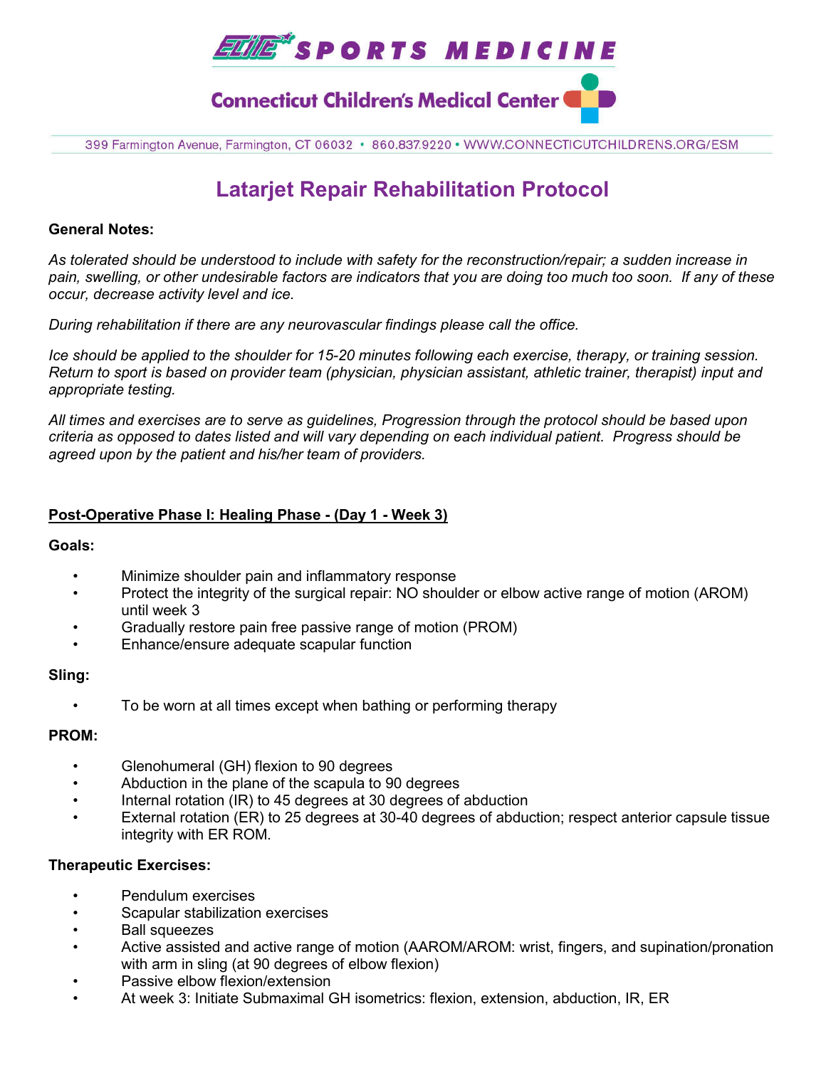# ELITE SPORTS MEDICINE

## Connecticut Children's Medical Center

399 Farmington Avenue, Farmington, CT 06032 • 860.837.9220 • WWW.CONNECTICUTCHILDRENS.ORG/ESM

# Latarjet Repair Rehabilitation Protocol

**General Notes:**

*As tolerated should be understood to include with safety for the reconstruction/repair; a sudden increase in pain, swelling, or other undesirable factors are indicators that you are doing too much too soon. If any of these occur, decrease activity level and ice.*

*During rehabilitation if there are any neurovascular findings please call the office.*

*Ice should be applied to the shoulder for 15-20 minutes following each exercise, therapy, or training session. Return to sport is based on provider team (physician, physician assistant, athletic trainer, therapist) input and appropriate testing.*

*All times and exercises are to serve as guidelines, Progression through the protocol should be based upon criteria as opposed to dates listed and will vary depending on each individual patient. Progress should be agreed upon by the patient and his/her team of providers.*

## Post-Operative Phase I: Healing Phase - (Day 1 - Week 3)

**Goals:**

- Minimize shoulder pain and inflammatory response
- Protect the integrity of the surgical repair: NO shoulder or elbow active range of motion (AROM) until week 3
- Gradually restore pain free passive range of motion (PROM)
- Enhance/ensure adequate scapular function

**Sling:**

- To be worn at all times except when bathing or performing therapy

**PROM:**

- Glenohumeral (GH) flexion to 90 degrees
- Abduction in the plane of the scapula to 90 degrees
- Internal rotation (IR) to 45 degrees at 30 degrees of abduction
- External rotation (ER) to 25 degrees at 30-40 degrees of abduction; respect anterior capsule tissue integrity with ER ROM.

**Therapeutic Exercises:**

- Pendulum exercises
- Scapular stabilization exercises
- Ball squeezes
- Active assisted and active range of motion (AAROM/AROM: wrist, fingers, and supination/pronation with arm in sling (at 90 degrees of elbow flexion)
- Passive elbow flexion/extension
- At week 3: Initiate Submaximal GH isometrics: flexion, extension, abduction, IR, ER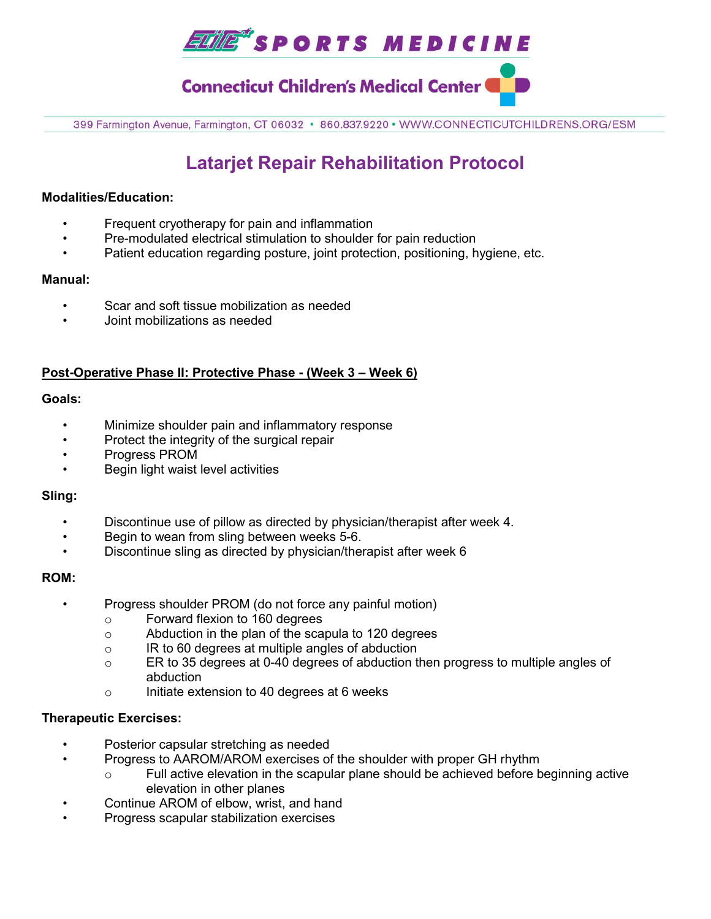# Latarjet Repair Rehabilitation Protocol

**Modalities/Education:**

- Frequent cryotherapy for pain and inflammation
- Pre-modulated electrical stimulation to shoulder for pain reduction
- Patient education regarding posture, joint protection, positioning, hygiene, etc.

**Manual:**

- Scar and soft tissue mobilization as needed
- Joint mobilizations as needed

## Post-Operative Phase II: Protective Phase - (Week 3 – Week 6)

**Goals:**

- Minimize shoulder pain and inflammatory response
- Protect the integrity of the surgical repair
- Progress PROM
- Begin light waist level activities

**Sling:**

- Discontinue use of pillow as directed by physician/therapist after week 4.
- Begin to wean from sling between weeks 5-6.
- Discontinue sling as directed by physician/therapist after week 6

**ROM:**

- Progress shoulder PROM (do not force any painful motion)
  - Forward flexion to 160 degrees
  - Abduction in the plan of the scapula to 120 degrees
  - IR to 60 degrees at multiple angles of abduction
  - ER to 35 degrees at 0-40 degrees of abduction then progress to multiple angles of abduction
  - Initiate extension to 40 degrees at 6 weeks

**Therapeutic Exercises:**

- Posterior capsular stretching as needed
- Progress to AAROM/AROM exercises of the shoulder with proper GH rhythm
  - Full active elevation in the scapular plane should be achieved before beginning active elevation in other planes
- Continue AROM of elbow, wrist, and hand
- Progress scapular stabilization exercises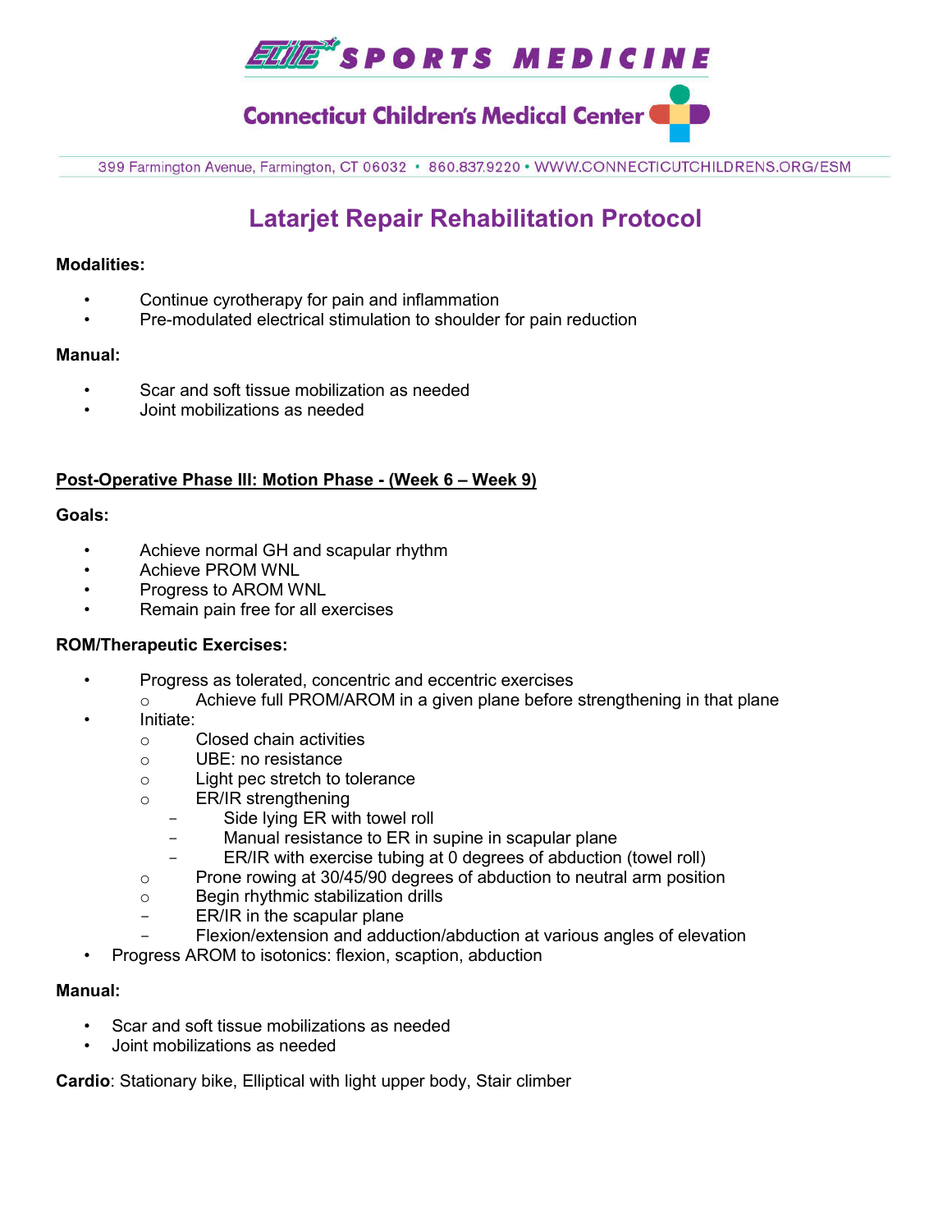# Latarjet Repair Rehabilitation Protocol

**Modalities:**

- Continue cyrotherapy for pain and inflammation
- Pre-modulated electrical stimulation to shoulder for pain reduction

**Manual:**

- Scar and soft tissue mobilization as needed
- Joint mobilizations as needed

## Post-Operative Phase III: Motion Phase - (Week 6 – Week 9)

**Goals:**

- Achieve normal GH and scapular rhythm
- Achieve PROM WNL
- Progress to AROM WNL
- Remain pain free for all exercises

**ROM/Therapeutic Exercises:**

- Progress as tolerated, concentric and eccentric exercises
  - Achieve full PROM/AROM in a given plane before strengthening in that plane
- Initiate:
  - Closed chain activities
  - UBE: no resistance
  - Light pec stretch to tolerance
  - ER/IR strengthening
    - Side lying ER with towel roll
    - Manual resistance to ER in supine in scapular plane
    - ER/IR with exercise tubing at 0 degrees of abduction (towel roll)
  - Prone rowing at 30/45/90 degrees of abduction to neutral arm position
  - Begin rhythmic stabilization drills
  - ER/IR in the scapular plane
  - Flexion/extension and adduction/abduction at various angles of elevation
- Progress AROM to isotonics: flexion, scaption, abduction

**Manual:**

- Scar and soft tissue mobilizations as needed
- Joint mobilizations as needed

**Cardio**: Stationary bike, Elliptical with light upper body, Stair climber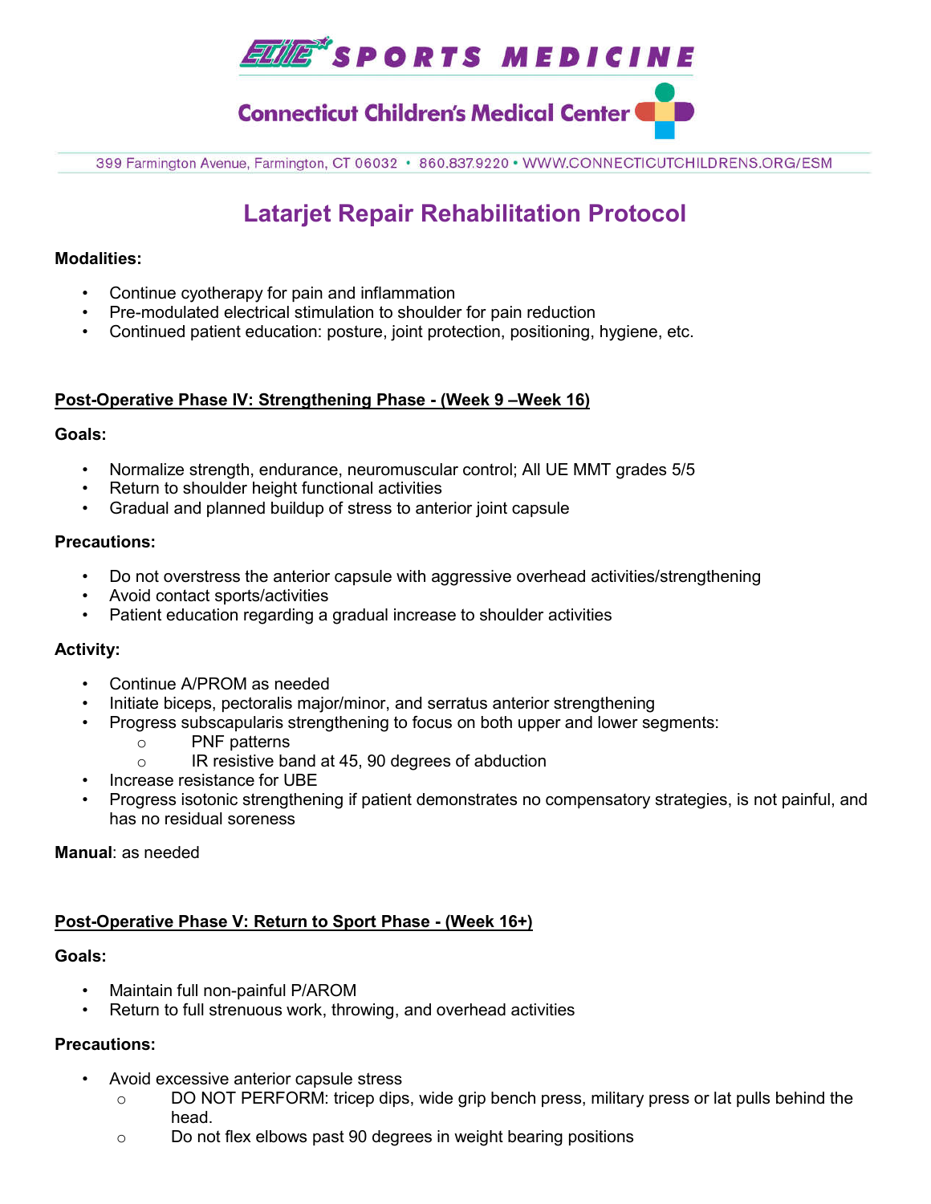# Latarjet Repair Rehabilitation Protocol

**Modalities:**

- Continue cyotherapy for pain and inflammation
- Pre-modulated electrical stimulation to shoulder for pain reduction
- Continued patient education: posture, joint protection, positioning, hygiene, etc.

## Post-Operative Phase IV: Strengthening Phase - (Week 9 –Week 16)

**Goals:**

- Normalize strength, endurance, neuromuscular control; All UE MMT grades 5/5
- Return to shoulder height functional activities
- Gradual and planned buildup of stress to anterior joint capsule

**Precautions:**

- Do not overstress the anterior capsule with aggressive overhead activities/strengthening
- Avoid contact sports/activities
- Patient education regarding a gradual increase to shoulder activities

**Activity:**

- Continue A/PROM as needed
- Initiate biceps, pectoralis major/minor, and serratus anterior strengthening
- Progress subscapularis strengthening to focus on both upper and lower segments:
  - PNF patterns
  - IR resistive band at 45, 90 degrees of abduction
- Increase resistance for UBE
- Progress isotonic strengthening if patient demonstrates no compensatory strategies, is not painful, and has no residual soreness

**Manual**: as needed

## Post-Operative Phase V: Return to Sport Phase - (Week 16+)

**Goals:**

- Maintain full non-painful P/AROM
- Return to full strenuous work, throwing, and overhead activities

**Precautions:**

- Avoid excessive anterior capsule stress
  - DO NOT PERFORM: tricep dips, wide grip bench press, military press or lat pulls behind the head.
  - Do not flex elbows past 90 degrees in weight bearing positions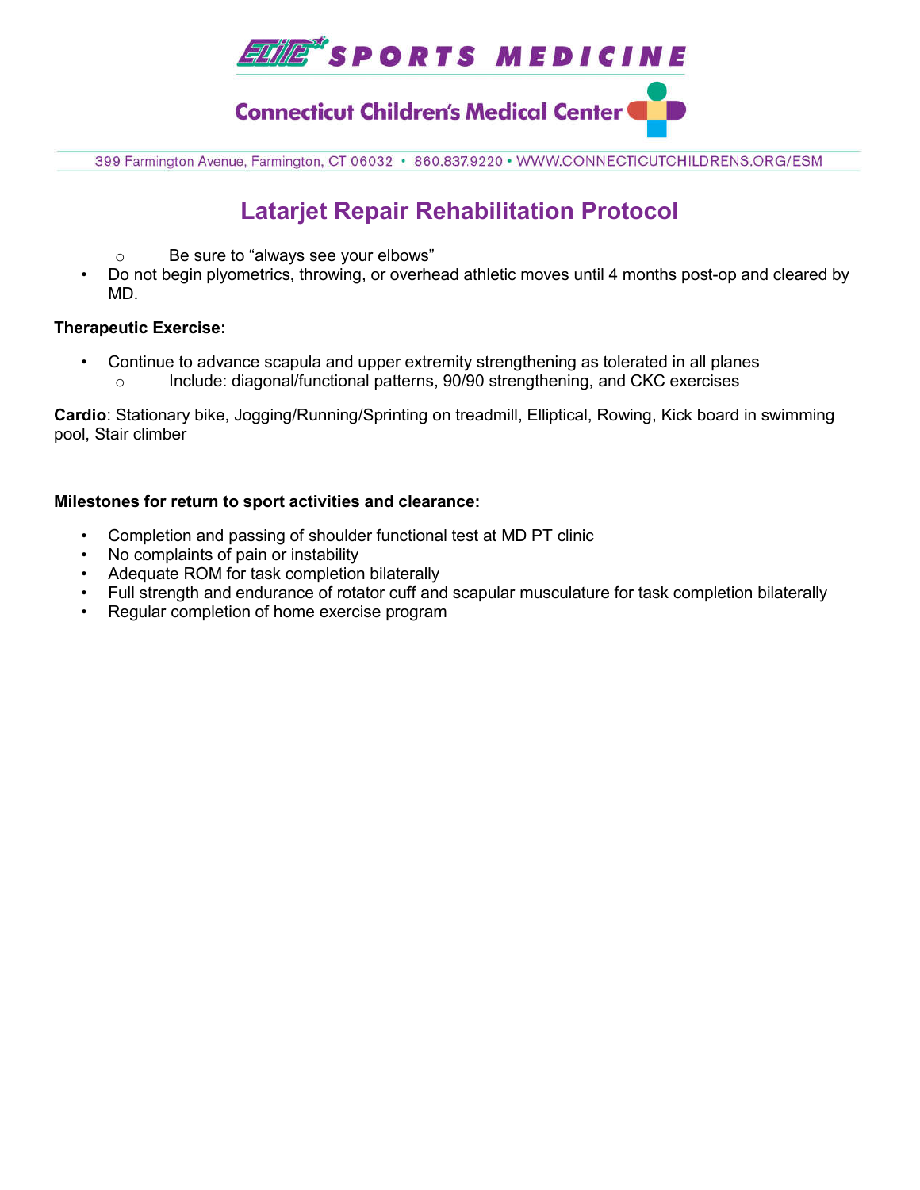# Latarjet Repair Rehabilitation Protocol

- Be sure to "always see your elbows"
- Do not begin plyometrics, throwing, or overhead athletic moves until 4 months post-op and cleared by MD.

**Therapeutic Exercise:**

- Continue to advance scapula and upper extremity strengthening as tolerated in all planes
  - Include: diagonal/functional patterns, 90/90 strengthening, and CKC exercises

**Cardio**: Stationary bike, Jogging/Running/Sprinting on treadmill, Elliptical, Rowing, Kick board in swimming pool, Stair climber

**Milestones for return to sport activities and clearance:**

- Completion and passing of shoulder functional test at MD PT clinic
- No complaints of pain or instability
- Adequate ROM for task completion bilaterally
- Full strength and endurance of rotator cuff and scapular musculature for task completion bilaterally
- Regular completion of home exercise program